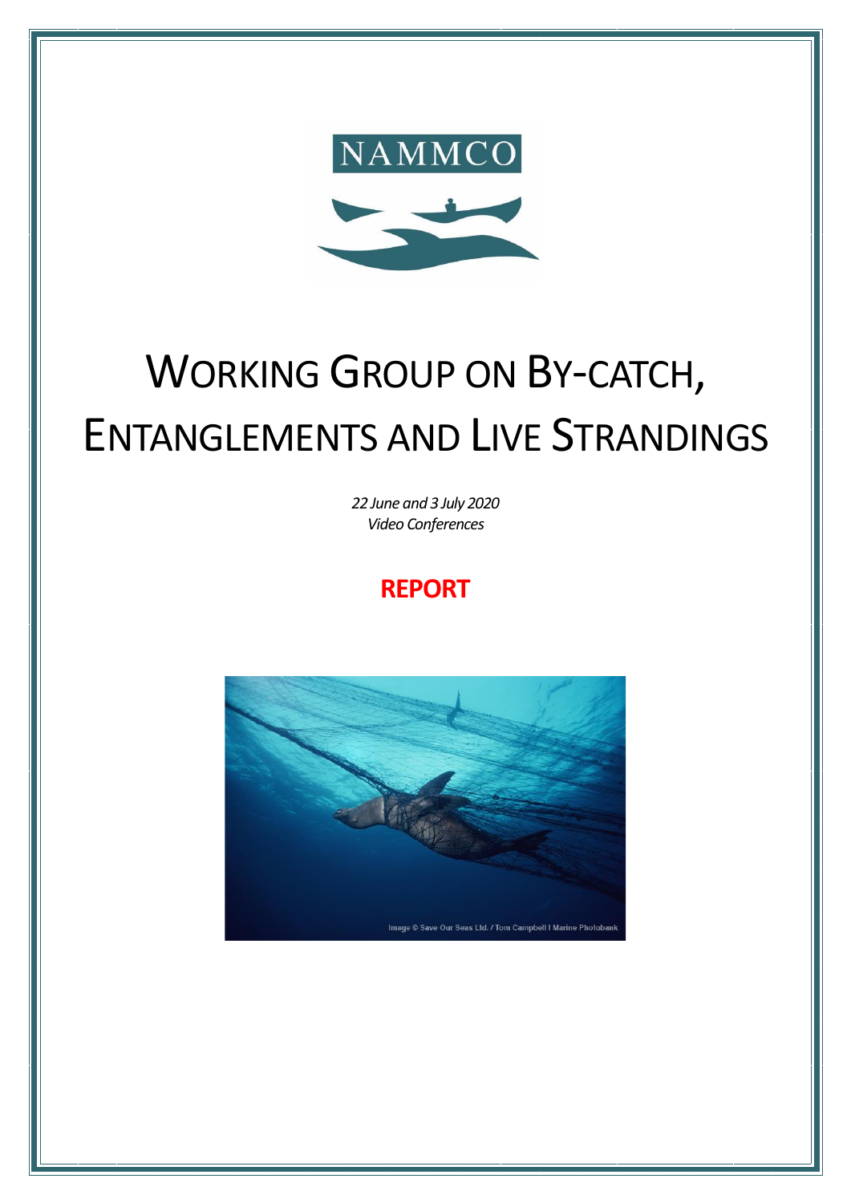NAMMCO

# WORKING GROUP ON BY-CATCH, ENTANGLEMENTS AND LIVE STRANDINGS

*22 June and 3 July 2020*
*Video Conferences*

**REPORT**

Image © Save Our Seas Ltd. / Tom Campbell I Marine Photobank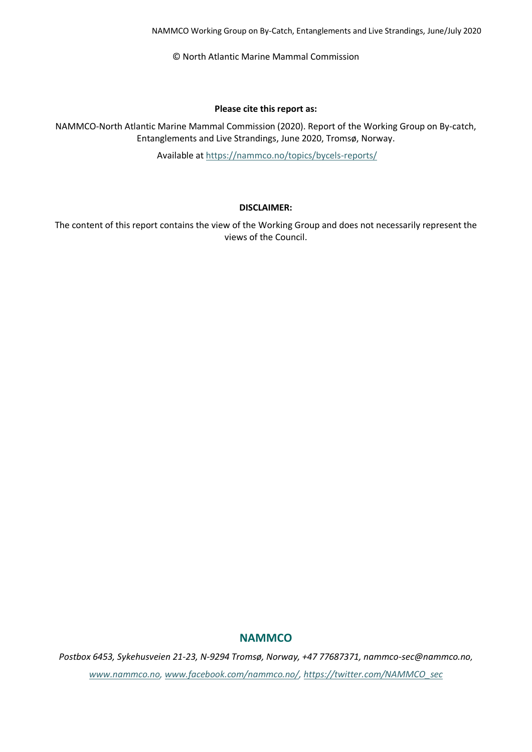© North Atlantic Marine Mammal Commission

**Please cite this report as:**

NAMMCO-North Atlantic Marine Mammal Commission (2020). Report of the Working Group on By-catch, Entanglements and Live Strandings, June 2020, Tromsø, Norway.

Available at https://nammco.no/topics/bycels-reports/

**DISCLAIMER:**

The content of this report contains the view of the Working Group and does not necessarily represent the views of the Council.

**NAMMCO**

*Postbox 6453, Sykehusveien 21-23, N-9294 Tromsø, Norway, +47 77687371, nammco-sec@nammco.no, www.nammco.no, www.facebook.com/nammco.no/, https://twitter.com/NAMMCO_sec*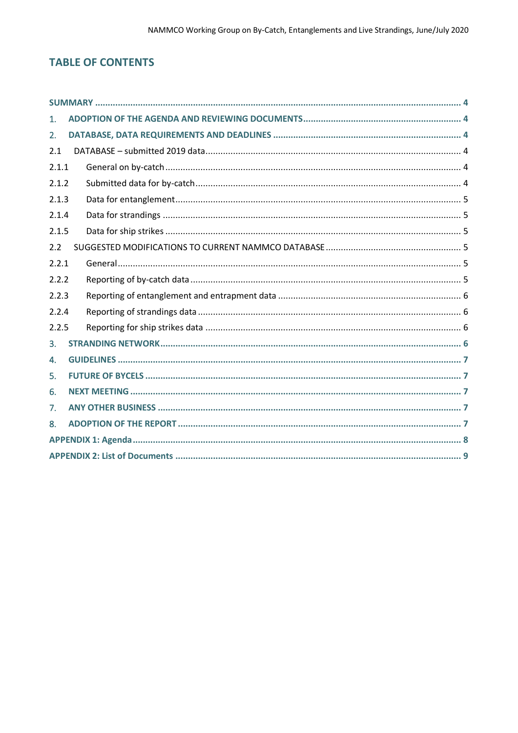# TABLE OF CONTENTS

| | | |
|---|---|---|
| **SUMMARY** | | **4** |
| **1.** | **ADOPTION OF THE AGENDA AND REVIEWING DOCUMENTS** | **4** |
| **2.** | **DATABASE, DATA REQUIREMENTS AND DEADLINES** | **4** |
| 2.1 | DATABASE – submitted 2019 data | 4 |
| 2.1.1 | General on by-catch | 4 |
| 2.1.2 | Submitted data for by-catch | 4 |
| 2.1.3 | Data for entanglement | 5 |
| 2.1.4 | Data for strandings | 5 |
| 2.1.5 | Data for ship strikes | 5 |
| 2.2 | SUGGESTED MODIFICATIONS TO CURRENT NAMMCO DATABASE | 5 |
| 2.2.1 | General | 5 |
| 2.2.2 | Reporting of by-catch data | 5 |
| 2.2.3 | Reporting of entanglement and entrapment data | 6 |
| 2.2.4 | Reporting of strandings data | 6 |
| 2.2.5 | Reporting for ship strikes data | 6 |
| **3.** | **STRANDING NETWORK** | **6** |
| **4.** | **GUIDELINES** | **7** |
| **5.** | **FUTURE OF BYCELS** | **7** |
| **6.** | **NEXT MEETING** | **7** |
| **7.** | **ANY OTHER BUSINESS** | **7** |
| **8.** | **ADOPTION OF THE REPORT** | **7** |
| **APPENDIX 1: Agenda** | | **8** |
| **APPENDIX 2: List of Documents** | | **9** |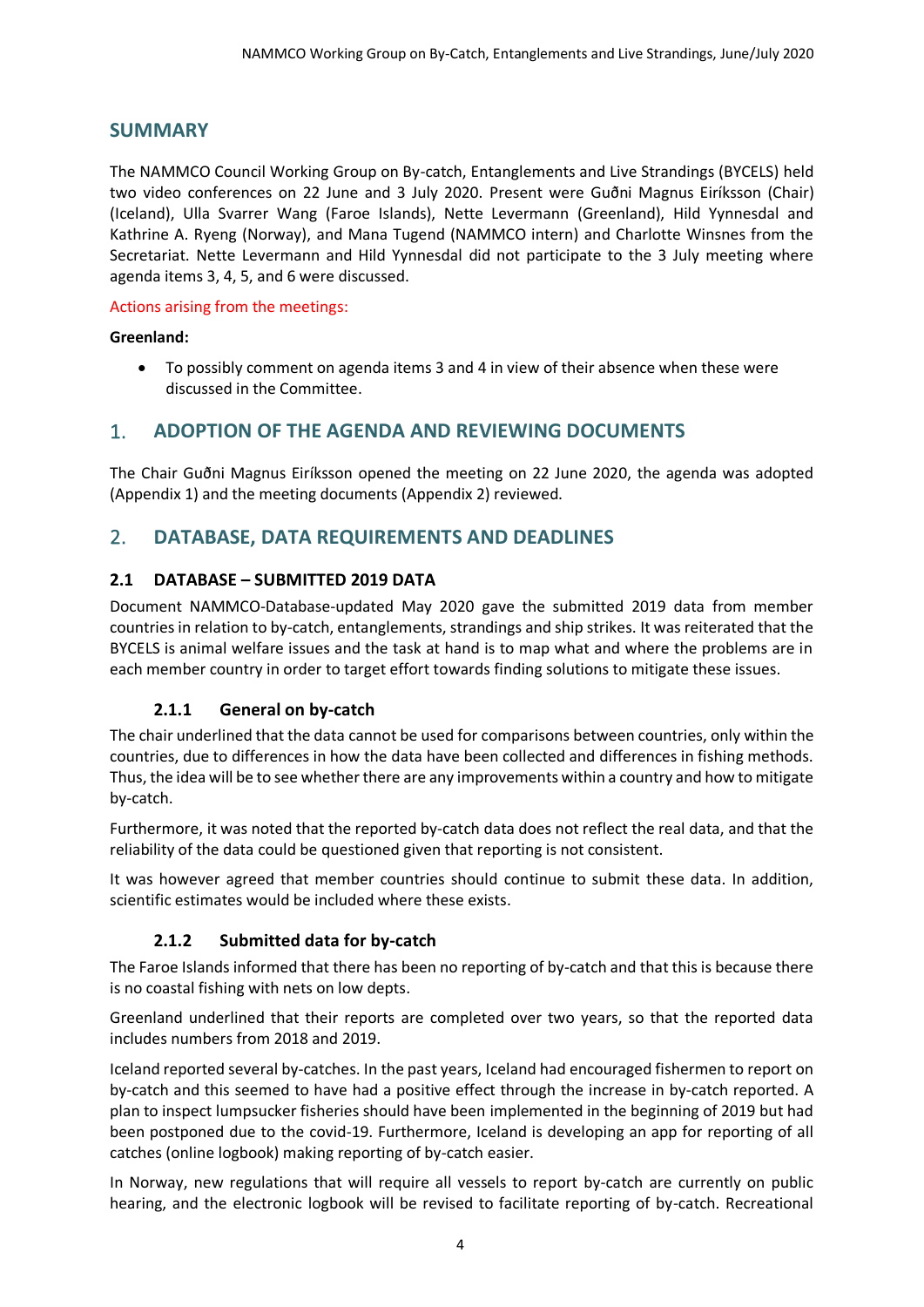## SUMMARY

The NAMMCO Council Working Group on By-catch, Entanglements and Live Strandings (BYCELS) held two video conferences on 22 June and 3 July 2020. Present were Guðni Magnus Eiríksson (Chair) (Iceland), Ulla Svarrer Wang (Faroe Islands), Nette Levermann (Greenland), Hild Yynnesdal and Kathrine A. Ryeng (Norway), and Mana Tugend (NAMMCO intern) and Charlotte Winsnes from the Secretariat. Nette Levermann and Hild Yynnesdal did not participate to the 3 July meeting where agenda items 3, 4, 5, and 6 were discussed.

Actions arising from the meetings:

**Greenland:**

- To possibly comment on agenda items 3 and 4 in view of their absence when these were discussed in the Committee.

## 1. ADOPTION OF THE AGENDA AND REVIEWING DOCUMENTS

The Chair Guðni Magnus Eiríksson opened the meeting on 22 June 2020, the agenda was adopted (Appendix 1) and the meeting documents (Appendix 2) reviewed.

## 2. DATABASE, DATA REQUIREMENTS AND DEADLINES

### 2.1 DATABASE – SUBMITTED 2019 DATA

Document NAMMCO-Database-updated May 2020 gave the submitted 2019 data from member countries in relation to by-catch, entanglements, strandings and ship strikes. It was reiterated that the BYCELS is animal welfare issues and the task at hand is to map what and where the problems are in each member country in order to target effort towards finding solutions to mitigate these issues.

#### 2.1.1 General on by-catch

The chair underlined that the data cannot be used for comparisons between countries, only within the countries, due to differences in how the data have been collected and differences in fishing methods. Thus, the idea will be to see whether there are any improvements within a country and how to mitigate by-catch.

Furthermore, it was noted that the reported by-catch data does not reflect the real data, and that the reliability of the data could be questioned given that reporting is not consistent.

It was however agreed that member countries should continue to submit these data. In addition, scientific estimates would be included where these exists.

#### 2.1.2 Submitted data for by-catch

The Faroe Islands informed that there has been no reporting of by-catch and that this is because there is no coastal fishing with nets on low depts.

Greenland underlined that their reports are completed over two years, so that the reported data includes numbers from 2018 and 2019.

Iceland reported several by-catches. In the past years, Iceland had encouraged fishermen to report on by-catch and this seemed to have had a positive effect through the increase in by-catch reported. A plan to inspect lumpsucker fisheries should have been implemented in the beginning of 2019 but had been postponed due to the covid-19. Furthermore, Iceland is developing an app for reporting of all catches (online logbook) making reporting of by-catch easier.

In Norway, new regulations that will require all vessels to report by-catch are currently on public hearing, and the electronic logbook will be revised to facilitate reporting of by-catch. Recreational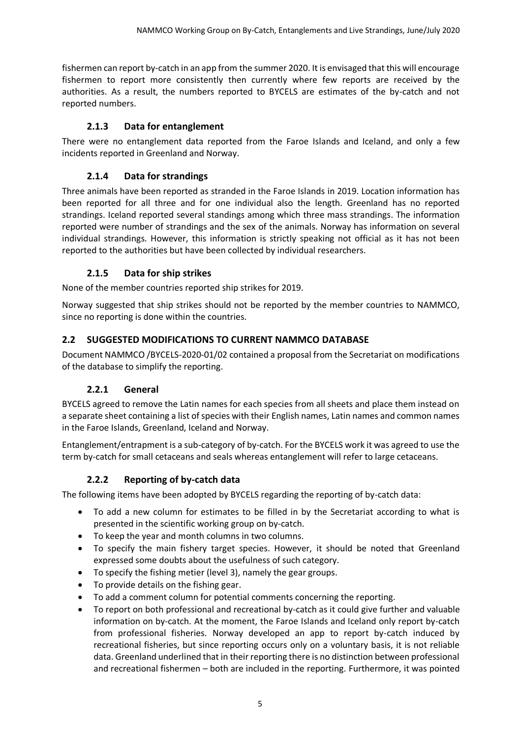fishermen can report by-catch in an app from the summer 2020. It is envisaged that this will encourage fishermen to report more consistently then currently where few reports are received by the authorities. As a result, the numbers reported to BYCELS are estimates of the by-catch and not reported numbers.

### 2.1.3 Data for entanglement

There were no entanglement data reported from the Faroe Islands and Iceland, and only a few incidents reported in Greenland and Norway.

### 2.1.4 Data for strandings

Three animals have been reported as stranded in the Faroe Islands in 2019. Location information has been reported for all three and for one individual also the length. Greenland has no reported strandings. Iceland reported several standings among which three mass strandings. The information reported were number of strandings and the sex of the animals. Norway has information on several individual strandings. However, this information is strictly speaking not official as it has not been reported to the authorities but have been collected by individual researchers.

### 2.1.5 Data for ship strikes

None of the member countries reported ship strikes for 2019.

Norway suggested that ship strikes should not be reported by the member countries to NAMMCO, since no reporting is done within the countries.

## 2.2 SUGGESTED MODIFICATIONS TO CURRENT NAMMCO DATABASE

Document NAMMCO /BYCELS-2020-01/02 contained a proposal from the Secretariat on modifications of the database to simplify the reporting.

### 2.2.1 General

BYCELS agreed to remove the Latin names for each species from all sheets and place them instead on a separate sheet containing a list of species with their English names, Latin names and common names in the Faroe Islands, Greenland, Iceland and Norway.

Entanglement/entrapment is a sub-category of by-catch. For the BYCELS work it was agreed to use the term by-catch for small cetaceans and seals whereas entanglement will refer to large cetaceans.

### 2.2.2 Reporting of by-catch data

The following items have been adopted by BYCELS regarding the reporting of by-catch data:

- To add a new column for estimates to be filled in by the Secretariat according to what is presented in the scientific working group on by-catch.
- To keep the year and month columns in two columns.
- To specify the main fishery target species. However, it should be noted that Greenland expressed some doubts about the usefulness of such category.
- To specify the fishing metier (level 3), namely the gear groups.
- To provide details on the fishing gear.
- To add a comment column for potential comments concerning the reporting.
- To report on both professional and recreational by-catch as it could give further and valuable information on by-catch. At the moment, the Faroe Islands and Iceland only report by-catch from professional fisheries. Norway developed an app to report by-catch induced by recreational fisheries, but since reporting occurs only on a voluntary basis, it is not reliable data. Greenland underlined that in their reporting there is no distinction between professional and recreational fishermen – both are included in the reporting. Furthermore, it was pointed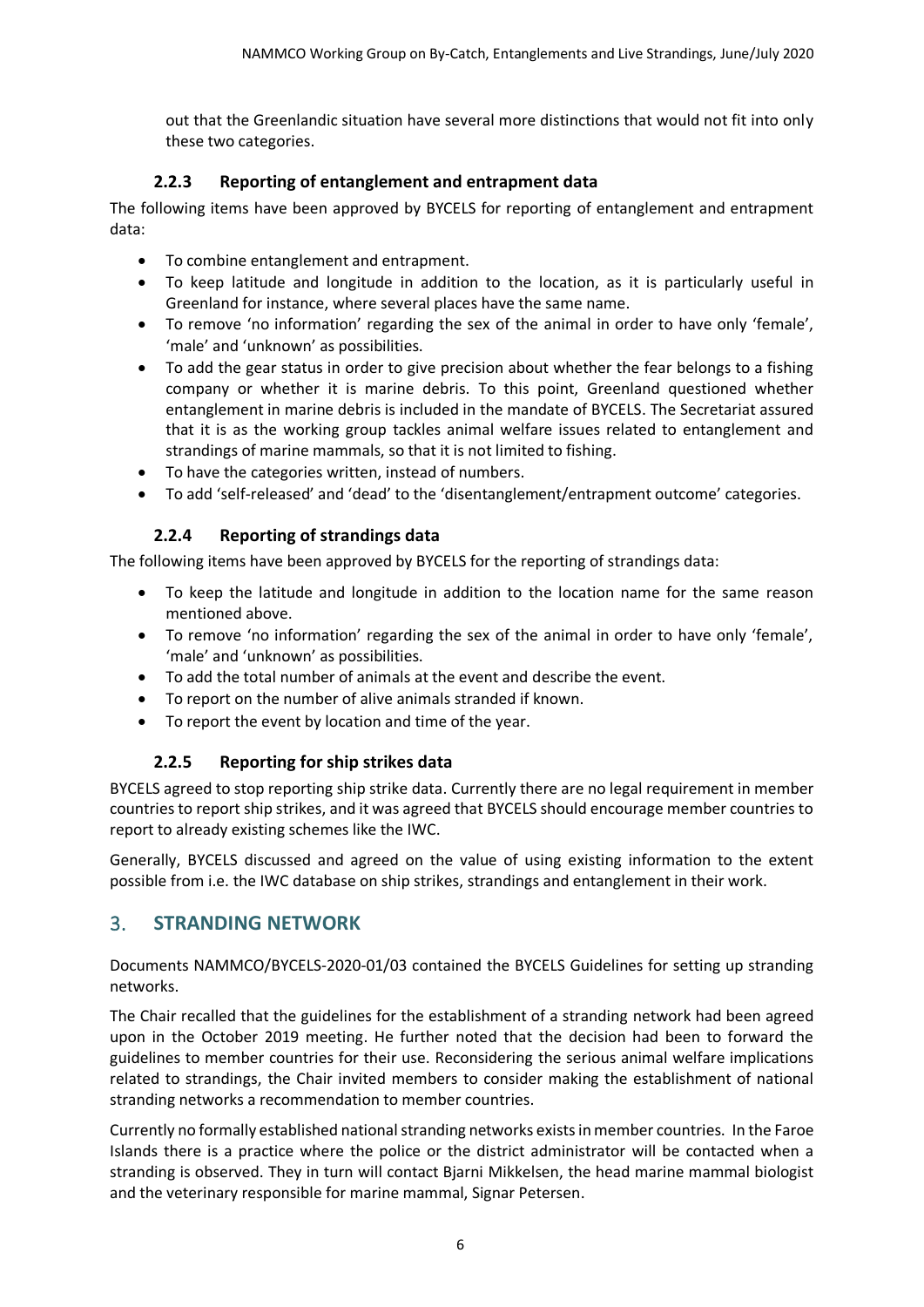out that the Greenlandic situation have several more distinctions that would not fit into only these two categories.

### 2.2.3 Reporting of entanglement and entrapment data

The following items have been approved by BYCELS for reporting of entanglement and entrapment data:

- To combine entanglement and entrapment.
- To keep latitude and longitude in addition to the location, as it is particularly useful in Greenland for instance, where several places have the same name.
- To remove 'no information' regarding the sex of the animal in order to have only 'female', 'male' and 'unknown' as possibilities.
- To add the gear status in order to give precision about whether the fear belongs to a fishing company or whether it is marine debris. To this point, Greenland questioned whether entanglement in marine debris is included in the mandate of BYCELS. The Secretariat assured that it is as the working group tackles animal welfare issues related to entanglement and strandings of marine mammals, so that it is not limited to fishing.
- To have the categories written, instead of numbers.
- To add 'self-released' and 'dead' to the 'disentanglement/entrapment outcome' categories.

### 2.2.4 Reporting of strandings data

The following items have been approved by BYCELS for the reporting of strandings data:

- To keep the latitude and longitude in addition to the location name for the same reason mentioned above.
- To remove 'no information' regarding the sex of the animal in order to have only 'female', 'male' and 'unknown' as possibilities.
- To add the total number of animals at the event and describe the event.
- To report on the number of alive animals stranded if known.
- To report the event by location and time of the year.

### 2.2.5 Reporting for ship strikes data

BYCELS agreed to stop reporting ship strike data. Currently there are no legal requirement in member countries to report ship strikes, and it was agreed that BYCELS should encourage member countries to report to already existing schemes like the IWC.

Generally, BYCELS discussed and agreed on the value of using existing information to the extent possible from i.e. the IWC database on ship strikes, strandings and entanglement in their work.

## 3. STRANDING NETWORK

Documents NAMMCO/BYCELS-2020-01/03 contained the BYCELS Guidelines for setting up stranding networks.

The Chair recalled that the guidelines for the establishment of a stranding network had been agreed upon in the October 2019 meeting. He further noted that the decision had been to forward the guidelines to member countries for their use. Reconsidering the serious animal welfare implications related to strandings, the Chair invited members to consider making the establishment of national stranding networks a recommendation to member countries.

Currently no formally established national stranding networks exists in member countries. In the Faroe Islands there is a practice where the police or the district administrator will be contacted when a stranding is observed. They in turn will contact Bjarni Mikkelsen, the head marine mammal biologist and the veterinary responsible for marine mammal, Signar Petersen.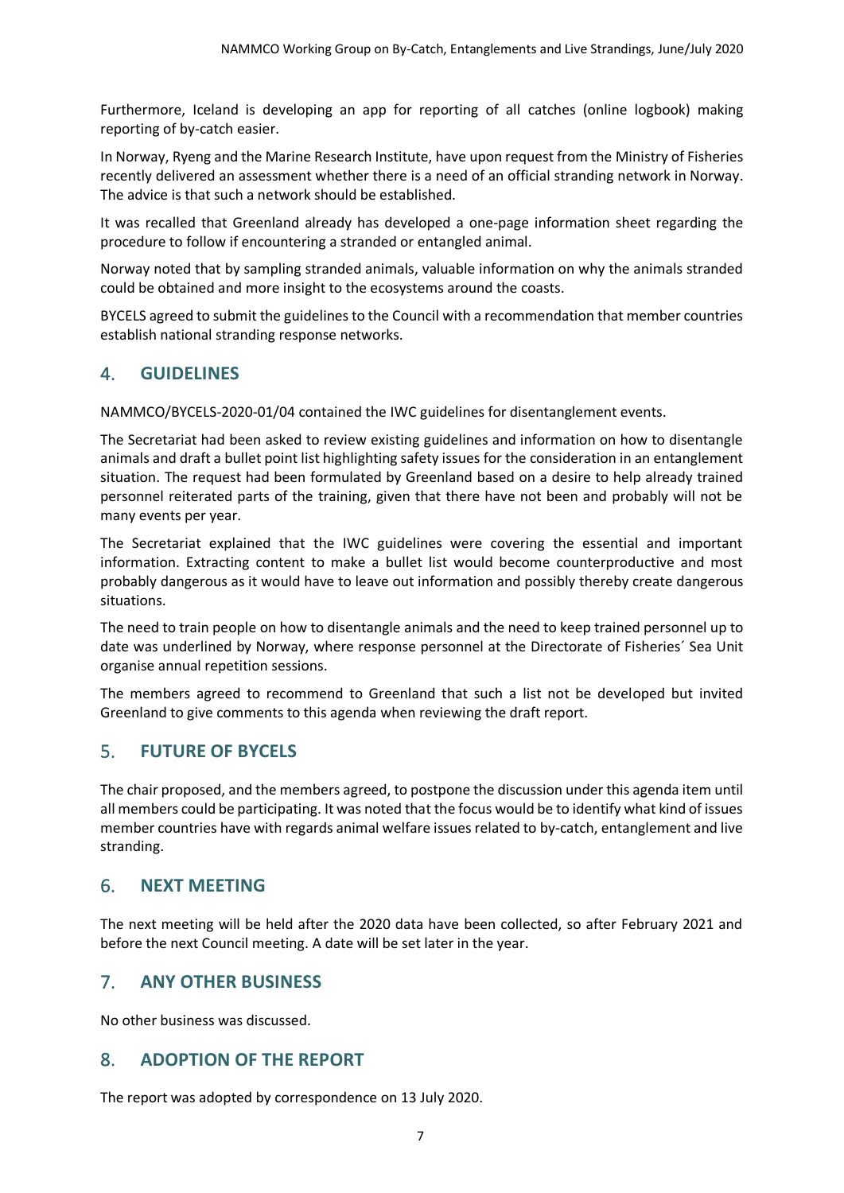Furthermore, Iceland is developing an app for reporting of all catches (online logbook) making reporting of by-catch easier.

In Norway, Ryeng and the Marine Research Institute, have upon request from the Ministry of Fisheries recently delivered an assessment whether there is a need of an official stranding network in Norway. The advice is that such a network should be established.

It was recalled that Greenland already has developed a one-page information sheet regarding the procedure to follow if encountering a stranded or entangled animal.

Norway noted that by sampling stranded animals, valuable information on why the animals stranded could be obtained and more insight to the ecosystems around the coasts.

BYCELS agreed to submit the guidelines to the Council with a recommendation that member countries establish national stranding response networks.

## 4. GUIDELINES

NAMMCO/BYCELS-2020-01/04 contained the IWC guidelines for disentanglement events.

The Secretariat had been asked to review existing guidelines and information on how to disentangle animals and draft a bullet point list highlighting safety issues for the consideration in an entanglement situation. The request had been formulated by Greenland based on a desire to help already trained personnel reiterated parts of the training, given that there have not been and probably will not be many events per year.

The Secretariat explained that the IWC guidelines were covering the essential and important information. Extracting content to make a bullet list would become counterproductive and most probably dangerous as it would have to leave out information and possibly thereby create dangerous situations.

The need to train people on how to disentangle animals and the need to keep trained personnel up to date was underlined by Norway, where response personnel at the Directorate of Fisheries´ Sea Unit organise annual repetition sessions.

The members agreed to recommend to Greenland that such a list not be developed but invited Greenland to give comments to this agenda when reviewing the draft report.

## 5. FUTURE OF BYCELS

The chair proposed, and the members agreed, to postpone the discussion under this agenda item until all members could be participating. It was noted that the focus would be to identify what kind of issues member countries have with regards animal welfare issues related to by-catch, entanglement and live stranding.

## 6. NEXT MEETING

The next meeting will be held after the 2020 data have been collected, so after February 2021 and before the next Council meeting. A date will be set later in the year.

## 7. ANY OTHER BUSINESS

No other business was discussed.

## 8. ADOPTION OF THE REPORT

The report was adopted by correspondence on 13 July 2020.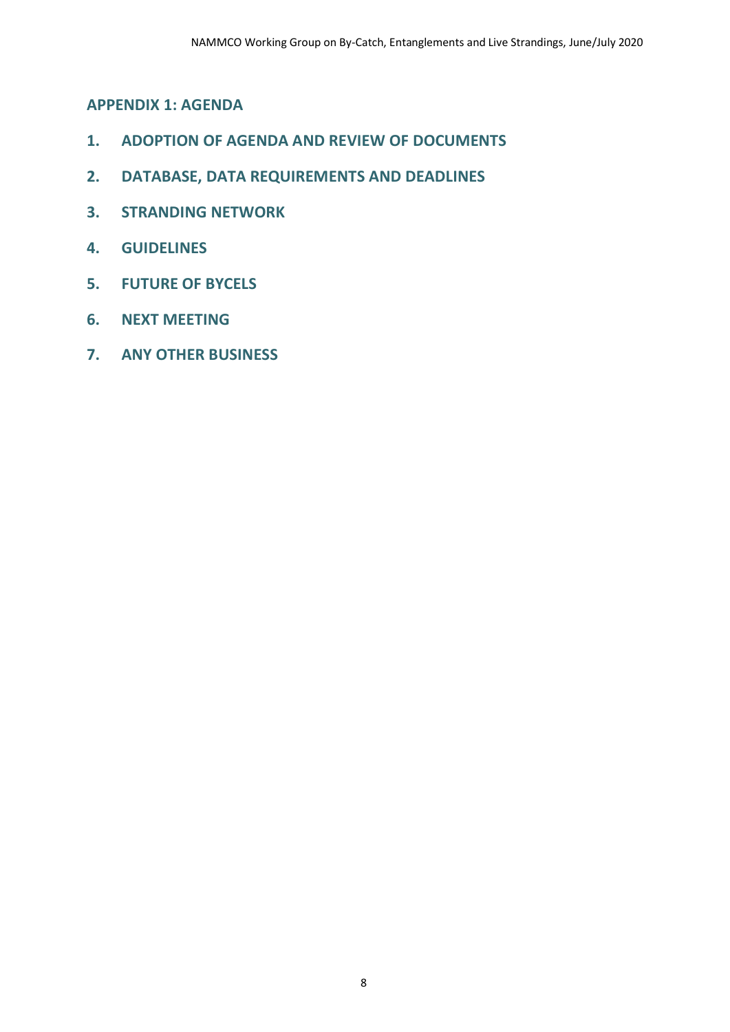## APPENDIX 1: AGENDA

1. **ADOPTION OF AGENDA AND REVIEW OF DOCUMENTS**
2. **DATABASE, DATA REQUIREMENTS AND DEADLINES**
3. **STRANDING NETWORK**
4. **GUIDELINES**
5. **FUTURE OF BYCELS**
6. **NEXT MEETING**
7. **ANY OTHER BUSINESS**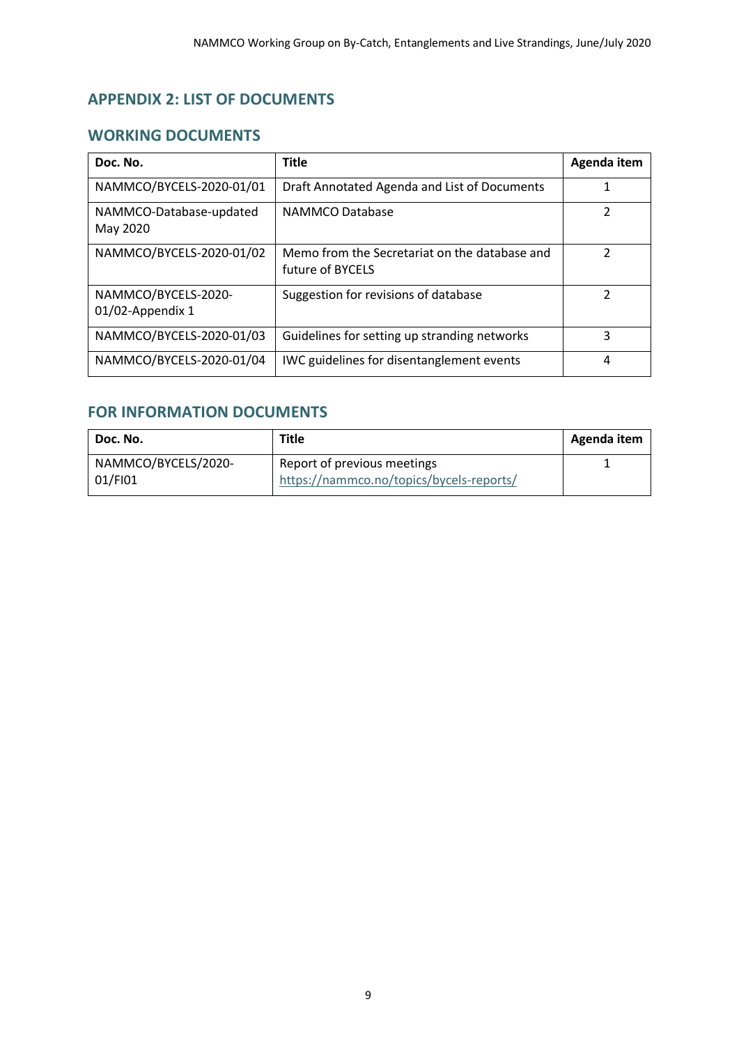## APPENDIX 2: LIST OF DOCUMENTS

### WORKING DOCUMENTS

| Doc. No. | Title | Agenda item |
|---|---|---|
| NAMMCO/BYCELS-2020-01/01 | Draft Annotated Agenda and List of Documents | 1 |
| NAMMCO-Database-updated May 2020 | NAMMCO Database | 2 |
| NAMMCO/BYCELS-2020-01/02 | Memo from the Secretariat on the database and future of BYCELS | 2 |
| NAMMCO/BYCELS-2020-01/02-Appendix 1 | Suggestion for revisions of database | 2 |
| NAMMCO/BYCELS-2020-01/03 | Guidelines for setting up stranding networks | 3 |
| NAMMCO/BYCELS-2020-01/04 | IWC guidelines for disentanglement events | 4 |

### FOR INFORMATION DOCUMENTS

| Doc. No. | Title | Agenda item |
|---|---|---|
| NAMMCO/BYCELS/2020-01/FI01 | Report of previous meetings https://nammco.no/topics/bycels-reports/ | 1 |